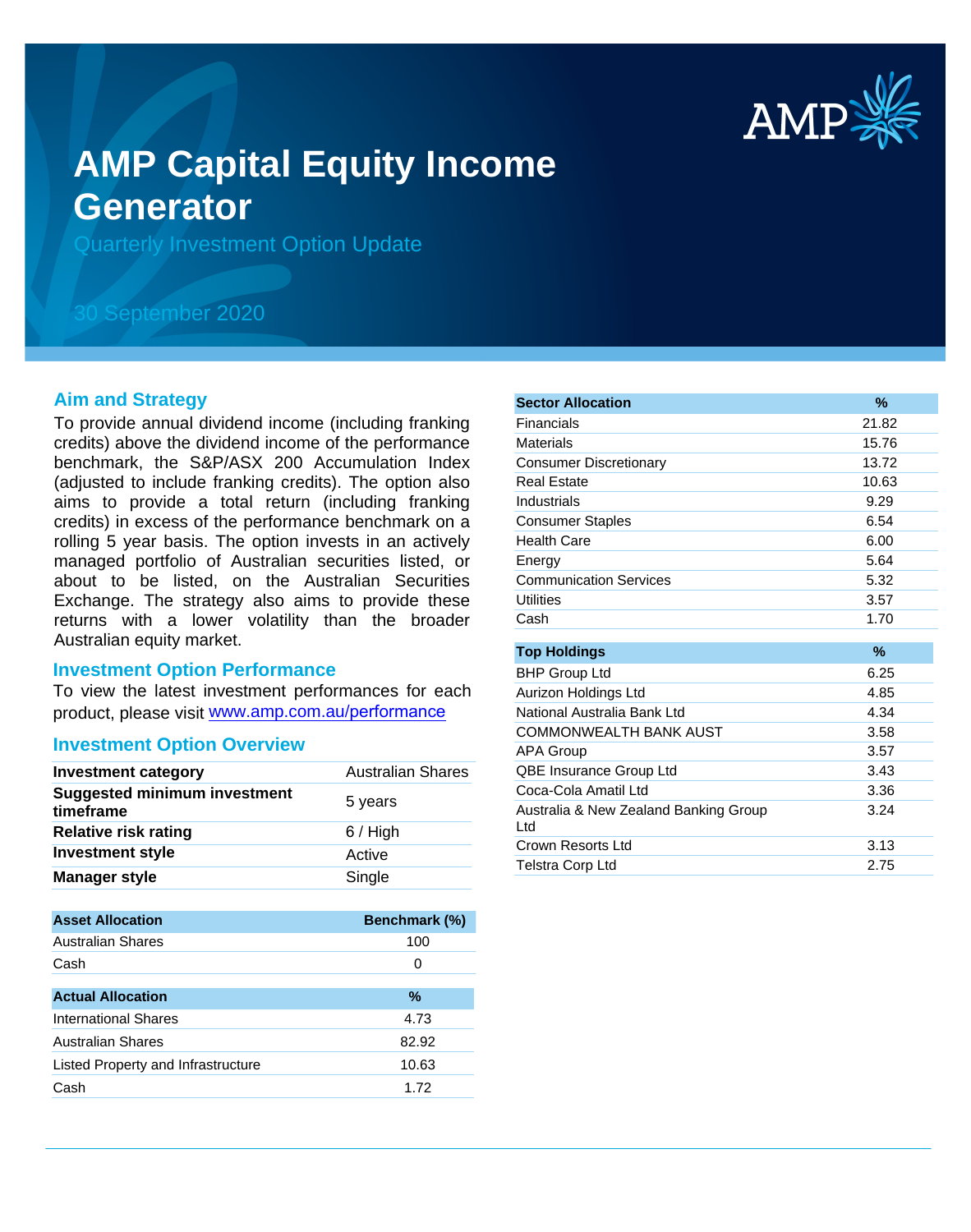# AMP Capital Equity Income Generator

Quarterly Investment Option Update

30 September 2020

## Aim and Strategy

To provide annual dividend income (including franking credits) above the dividend income of the performance benchmark, the S&P/ASX 200 Accumulation Index (adjusted to include franking credits). The option also aims to provide a total return (including franking credits) in excess of the performance benchmark on a rolling 5 year basis. The option invests in an actively managed portfolio of Australian securities listed, or about to be listed, on the Australian Securities Exchange. The strategy also aims to provide these returns with a lower volatility than the broader Australian equity market.

## Investment Option Performance

To view the latest investment performances for each product, please visit www.amp.com.au/performance

## Investment Option Overview

| | |
|---|---|
| **Investment category** | Australian Shares |
| **Suggested minimum investment timeframe** | 5 years |
| **Relative risk rating** | 6 / High |
| **Investment style** | Active |
| **Manager style** | Single |

| Asset Allocation | Benchmark (%) |
|---|---|
| Australian Shares | 100 |
| Cash | 0 |

| Actual Allocation | % |
|---|---|
| International Shares | 4.73 |
| Australian Shares | 82.92 |
| Listed Property and Infrastructure | 10.63 |
| Cash | 1.72 |

| Sector Allocation | % |
|---|---|
| Financials | 21.82 |
| Materials | 15.76 |
| Consumer Discretionary | 13.72 |
| Real Estate | 10.63 |
| Industrials | 9.29 |
| Consumer Staples | 6.54 |
| Health Care | 6.00 |
| Energy | 5.64 |
| Communication Services | 5.32 |
| Utilities | 3.57 |
| Cash | 1.70 |

| Top Holdings | % |
|---|---|
| BHP Group Ltd | 6.25 |
| Aurizon Holdings Ltd | 4.85 |
| National Australia Bank Ltd | 4.34 |
| COMMONWEALTH BANK AUST | 3.58 |
| APA Group | 3.57 |
| QBE Insurance Group Ltd | 3.43 |
| Coca-Cola Amatil Ltd | 3.36 |
| Australia & New Zealand Banking Group Ltd | 3.24 |
| Crown Resorts Ltd | 3.13 |
| Telstra Corp Ltd | 2.75 |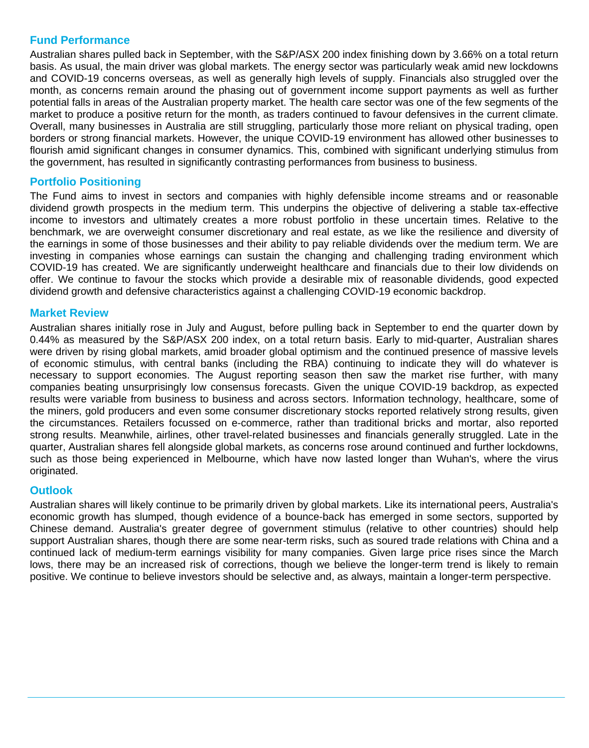## Fund Performance

Australian shares pulled back in September, with the S&P/ASX 200 index finishing down by 3.66% on a total return basis. As usual, the main driver was global markets. The energy sector was particularly weak amid new lockdowns and COVID-19 concerns overseas, as well as generally high levels of supply. Financials also struggled over the month, as concerns remain around the phasing out of government income support payments as well as further potential falls in areas of the Australian property market. The health care sector was one of the few segments of the market to produce a positive return for the month, as traders continued to favour defensives in the current climate. Overall, many businesses in Australia are still struggling, particularly those more reliant on physical trading, open borders or strong financial markets. However, the unique COVID-19 environment has allowed other businesses to flourish amid significant changes in consumer dynamics. This, combined with significant underlying stimulus from the government, has resulted in significantly contrasting performances from business to business.

## Portfolio Positioning

The Fund aims to invest in sectors and companies with highly defensible income streams and or reasonable dividend growth prospects in the medium term. This underpins the objective of delivering a stable tax-effective income to investors and ultimately creates a more robust portfolio in these uncertain times. Relative to the benchmark, we are overweight consumer discretionary and real estate, as we like the resilience and diversity of the earnings in some of those businesses and their ability to pay reliable dividends over the medium term. We are investing in companies whose earnings can sustain the changing and challenging trading environment which COVID-19 has created. We are significantly underweight healthcare and financials due to their low dividends on offer. We continue to favour the stocks which provide a desirable mix of reasonable dividends, good expected dividend growth and defensive characteristics against a challenging COVID-19 economic backdrop.

## Market Review

Australian shares initially rose in July and August, before pulling back in September to end the quarter down by 0.44% as measured by the S&P/ASX 200 index, on a total return basis. Early to mid-quarter, Australian shares were driven by rising global markets, amid broader global optimism and the continued presence of massive levels of economic stimulus, with central banks (including the RBA) continuing to indicate they will do whatever is necessary to support economies. The August reporting season then saw the market rise further, with many companies beating unsurprisingly low consensus forecasts. Given the unique COVID-19 backdrop, as expected results were variable from business to business and across sectors. Information technology, healthcare, some of the miners, gold producers and even some consumer discretionary stocks reported relatively strong results, given the circumstances. Retailers focussed on e-commerce, rather than traditional bricks and mortar, also reported strong results. Meanwhile, airlines, other travel-related businesses and financials generally struggled. Late in the quarter, Australian shares fell alongside global markets, as concerns rose around continued and further lockdowns, such as those being experienced in Melbourne, which have now lasted longer than Wuhan's, where the virus originated.

## Outlook

Australian shares will likely continue to be primarily driven by global markets. Like its international peers, Australia's economic growth has slumped, though evidence of a bounce-back has emerged in some sectors, supported by Chinese demand. Australia's greater degree of government stimulus (relative to other countries) should help support Australian shares, though there are some near-term risks, such as soured trade relations with China and a continued lack of medium-term earnings visibility for many companies. Given large price rises since the March lows, there may be an increased risk of corrections, though we believe the longer-term trend is likely to remain positive. We continue to believe investors should be selective and, as always, maintain a longer-term perspective.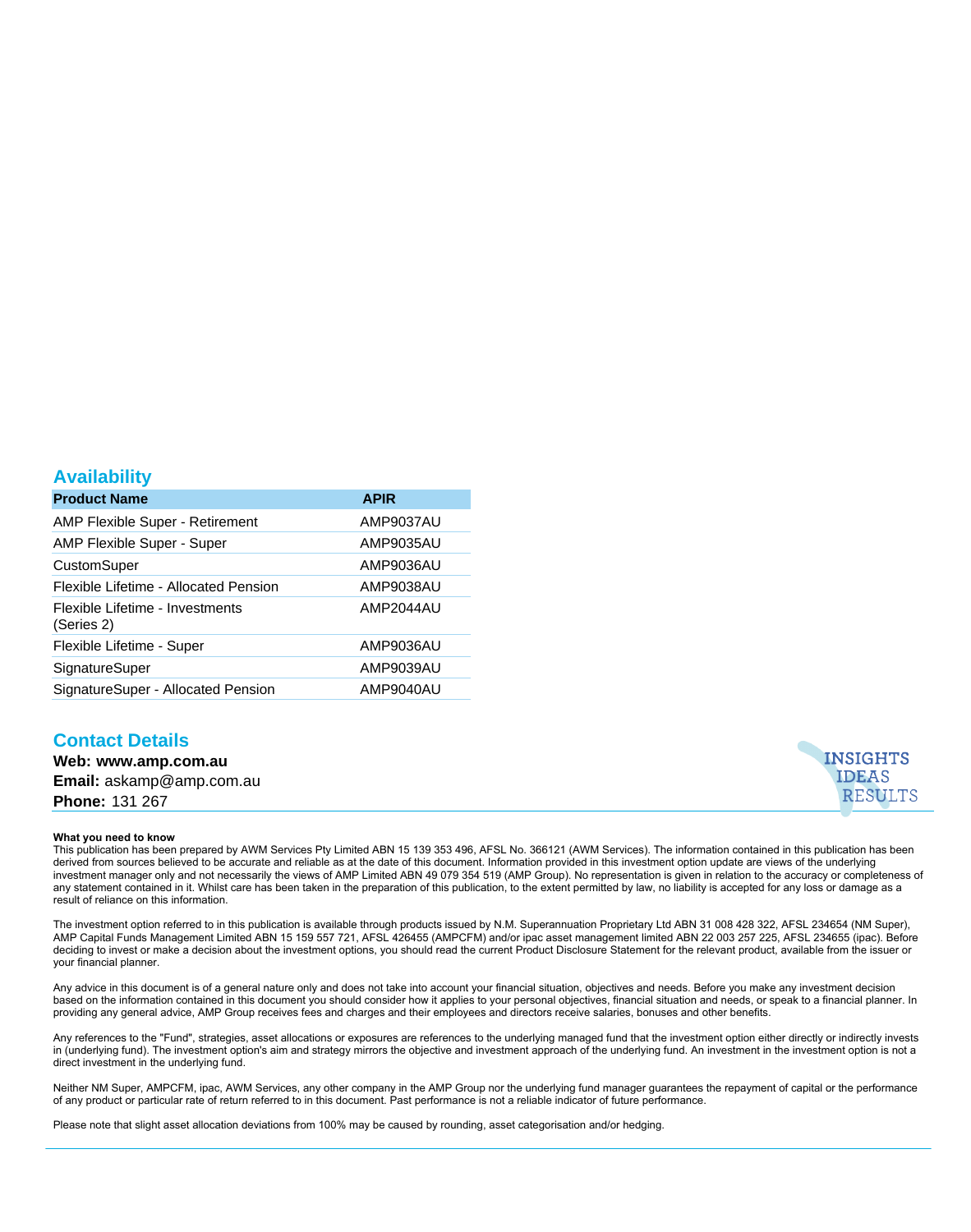## Availability

| Product Name | APIR |
|---|---|
| AMP Flexible Super - Retirement | AMP9037AU |
| AMP Flexible Super - Super | AMP9035AU |
| CustomSuper | AMP9036AU |
| Flexible Lifetime - Allocated Pension | AMP9038AU |
| Flexible Lifetime - Investments (Series 2) | AMP2044AU |
| Flexible Lifetime - Super | AMP9036AU |
| SignatureSuper | AMP9039AU |
| SignatureSuper - Allocated Pension | AMP9040AU |

## Contact Details

**Web: www.amp.com.au**
**Email:** askamp@amp.com.au
**Phone:** 131 267

INSIGHTS
IDEAS
RESULTS

**What you need to know**
This publication has been prepared by AWM Services Pty Limited ABN 15 139 353 496, AFSL No. 366121 (AWM Services). The information contained in this publication has been derived from sources believed to be accurate and reliable as at the date of this document. Information provided in this investment option update are views of the underlying investment manager only and not necessarily the views of AMP Limited ABN 49 079 354 519 (AMP Group). No representation is given in relation to the accuracy or completeness of any statement contained in it. Whilst care has been taken in the preparation of this publication, to the extent permitted by law, no liability is accepted for any loss or damage as a result of reliance on this information.

The investment option referred to in this publication is available through products issued by N.M. Superannuation Proprietary Ltd ABN 31 008 428 322, AFSL 234654 (NM Super), AMP Capital Funds Management Limited ABN 15 159 557 721, AFSL 426455 (AMPCFM) and/or ipac asset management limited ABN 22 003 257 225, AFSL 234655 (ipac). Before deciding to invest or make a decision about the investment options, you should read the current Product Disclosure Statement for the relevant product, available from the issuer or your financial planner.

Any advice in this document is of a general nature only and does not take into account your financial situation, objectives and needs. Before you make any investment decision based on the information contained in this document you should consider how it applies to your personal objectives, financial situation and needs, or speak to a financial planner. In providing any general advice, AMP Group receives fees and charges and their employees and directors receive salaries, bonuses and other benefits.

Any references to the "Fund", strategies, asset allocations or exposures are references to the underlying managed fund that the investment option either directly or indirectly invests in (underlying fund). The investment option's aim and strategy mirrors the objective and investment approach of the underlying fund. An investment in the investment option is not a direct investment in the underlying fund.

Neither NM Super, AMPCFM, ipac, AWM Services, any other company in the AMP Group nor the underlying fund manager guarantees the repayment of capital or the performance of any product or particular rate of return referred to in this document. Past performance is not a reliable indicator of future performance.

Please note that slight asset allocation deviations from 100% may be caused by rounding, asset categorisation and/or hedging.